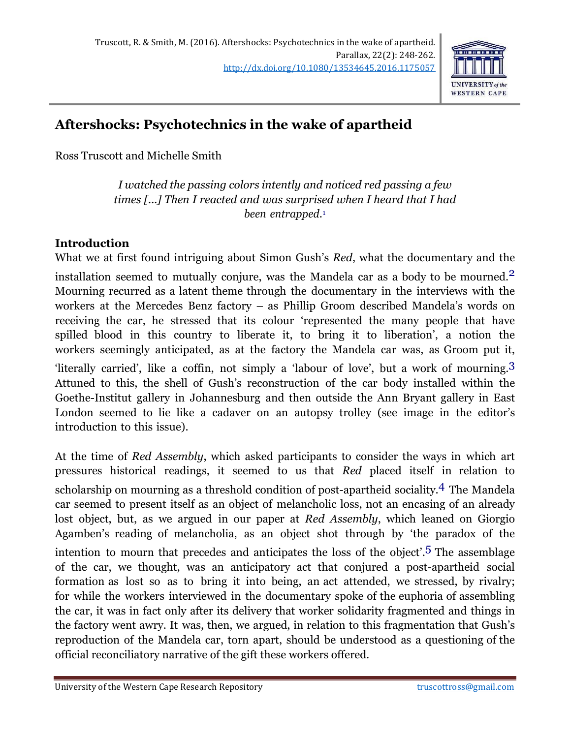Truscott, R. & Smith, M. (2016). Aftershocks: Psychotechnics in the wake of apartheid. Parallax, 22(2): 248-262.
http://dx.doi.org/10.1080/13534645.2016.1175057

# Aftershocks: Psychotechnics in the wake of apartheid

Ross Truscott and Michelle Smith

> *I watched the passing colors intently and noticed red passing a few times [...] Then I reacted and was surprised when I heard that I had been entrapped.*[1]

## Introduction

What we at first found intriguing about Simon Gush's *Red*, what the documentary and the installation seemed to mutually conjure, was the Mandela car as a body to be mourned.[2] Mourning recurred as a latent theme through the documentary in the interviews with the workers at the Mercedes Benz factory – as Phillip Groom described Mandela's words on receiving the car, he stressed that its colour 'represented the many people that have spilled blood in this country to liberate it, to bring it to liberation', a notion the workers seemingly anticipated, as at the factory the Mandela car was, as Groom put it, 'literally carried', like a coffin, not simply a 'labour of love', but a work of mourning.[3] Attuned to this, the shell of Gush's reconstruction of the car body installed within the Goethe-Institut gallery in Johannesburg and then outside the Ann Bryant gallery in East London seemed to lie like a cadaver on an autopsy trolley (see image in the editor's introduction to this issue).

At the time of *Red Assembly*, which asked participants to consider the ways in which art pressures historical readings, it seemed to us that *Red* placed itself in relation to scholarship on mourning as a threshold condition of post-apartheid sociality.[4] The Mandela car seemed to present itself as an object of melancholic loss, not an encasing of an already lost object, but, as we argued in our paper at *Red Assembly*, which leaned on Giorgio Agamben's reading of melancholia, as an object shot through by 'the paradox of the intention to mourn that precedes and anticipates the loss of the object'.[5] The assemblage of the car, we thought, was an anticipatory act that conjured a post-apartheid social formation as lost so as to bring it into being, an act attended, we stressed, by rivalry; for while the workers interviewed in the documentary spoke of the euphoria of assembling the car, it was in fact only after its delivery that worker solidarity fragmented and things in the factory went awry. It was, then, we argued, in relation to this fragmentation that Gush's reproduction of the Mandela car, torn apart, should be understood as a questioning of the official reconciliatory narrative of the gift these workers offered.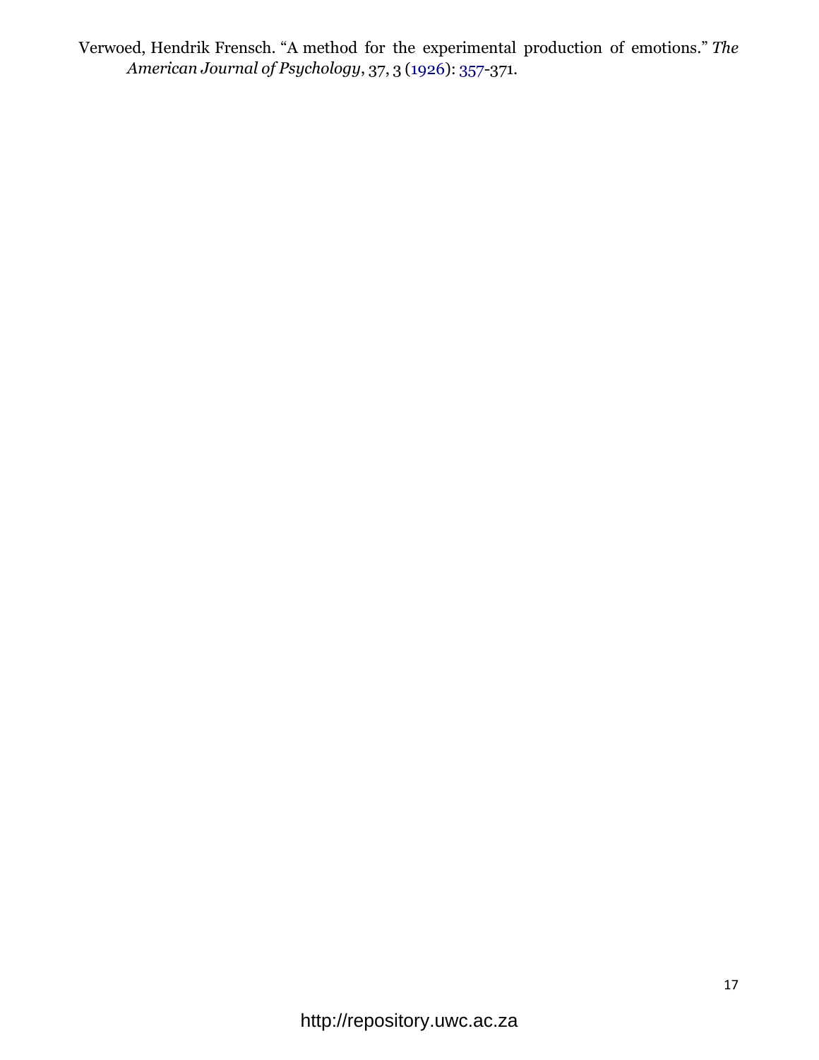Verwoed, Hendrik Frensch. "A method for the experimental production of emotions." *The American Journal of Psychology*, 37, 3 (1926): 357-371.